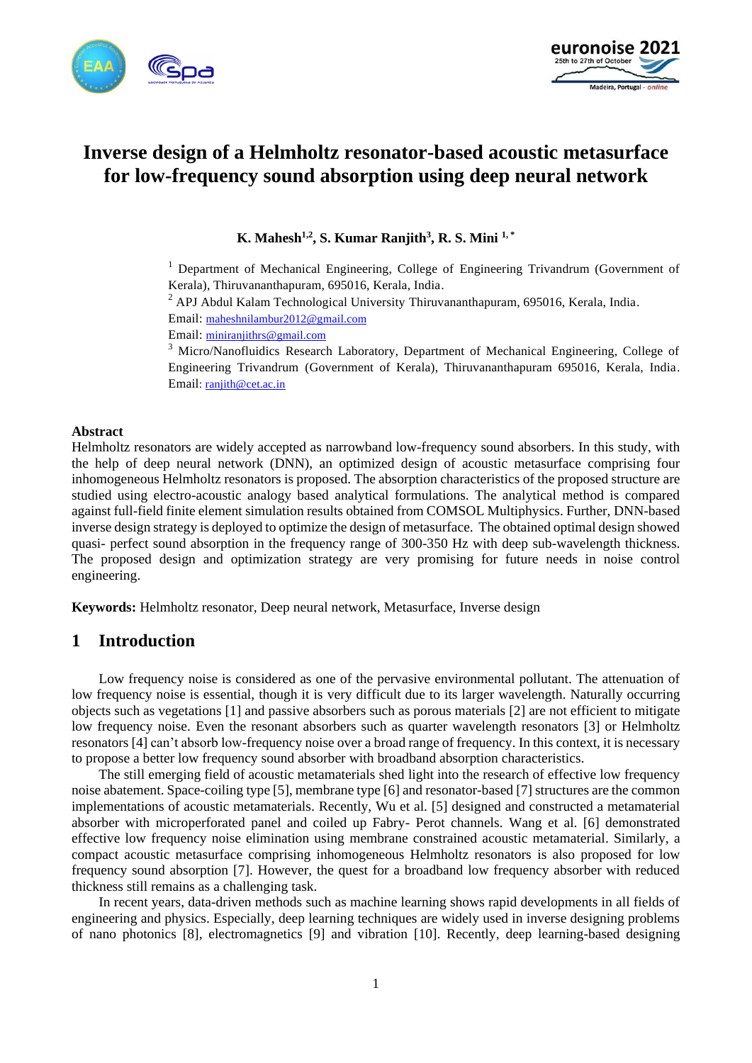# Inverse design of a Helmholtz resonator-based acoustic metasurface for low-frequency sound absorption using deep neural network

**K. Mahesh[1,2], S. Kumar Ranjith[3], R. S. Mini [1, *]**

[1] Department of Mechanical Engineering, College of Engineering Trivandrum (Government of Kerala), Thiruvananthapuram, 695016, Kerala, India.
[2] APJ Abdul Kalam Technological University Thiruvananthapuram, 695016, Kerala, India.
Email: maheshnilambur2012@gmail.com
Email: miniranjithrs@gmail.com
[3] Micro/Nanofluidics Research Laboratory, Department of Mechanical Engineering, College of Engineering Trivandrum (Government of Kerala), Thiruvananthapuram 695016, Kerala, India.
Email: ranjith@cet.ac.in

### Abstract

Helmholtz resonators are widely accepted as narrowband low-frequency sound absorbers. In this study, with the help of deep neural network (DNN), an optimized design of acoustic metasurface comprising four inhomogeneous Helmholtz resonators is proposed. The absorption characteristics of the proposed structure are studied using electro-acoustic analogy based analytical formulations. The analytical method is compared against full-field finite element simulation results obtained from COMSOL Multiphysics. Further, DNN-based inverse design strategy is deployed to optimize the design of metasurface. The obtained optimal design showed quasi- perfect sound absorption in the frequency range of 300-350 Hz with deep sub-wavelength thickness. The proposed design and optimization strategy are very promising for future needs in noise control engineering.

**Keywords:** Helmholtz resonator, Deep neural network, Metasurface, Inverse design

## 1 Introduction

Low frequency noise is considered as one of the pervasive environmental pollutant. The attenuation of low frequency noise is essential, though it is very difficult due to its larger wavelength. Naturally occurring objects such as vegetations [1] and passive absorbers such as porous materials [2] are not efficient to mitigate low frequency noise. Even the resonant absorbers such as quarter wavelength resonators [3] or Helmholtz resonators [4] can't absorb low-frequency noise over a broad range of frequency. In this context, it is necessary to propose a better low frequency sound absorber with broadband absorption characteristics.

The still emerging field of acoustic metamaterials shed light into the research of effective low frequency noise abatement. Space-coiling type [5], membrane type [6] and resonator-based [7] structures are the common implementations of acoustic metamaterials. Recently, Wu et al. [5] designed and constructed a metamaterial absorber with microperforated panel and coiled up Fabry- Perot channels. Wang et al. [6] demonstrated effective low frequency noise elimination using membrane constrained acoustic metamaterial. Similarly, a compact acoustic metasurface comprising inhomogeneous Helmholtz resonators is also proposed for low frequency sound absorption [7]. However, the quest for a broadband low frequency absorber with reduced thickness still remains as a challenging task.

In recent years, data-driven methods such as machine learning shows rapid developments in all fields of engineering and physics. Especially, deep learning techniques are widely used in inverse designing problems of nano photonics [8], electromagnetics [9] and vibration [10]. Recently, deep learning-based designing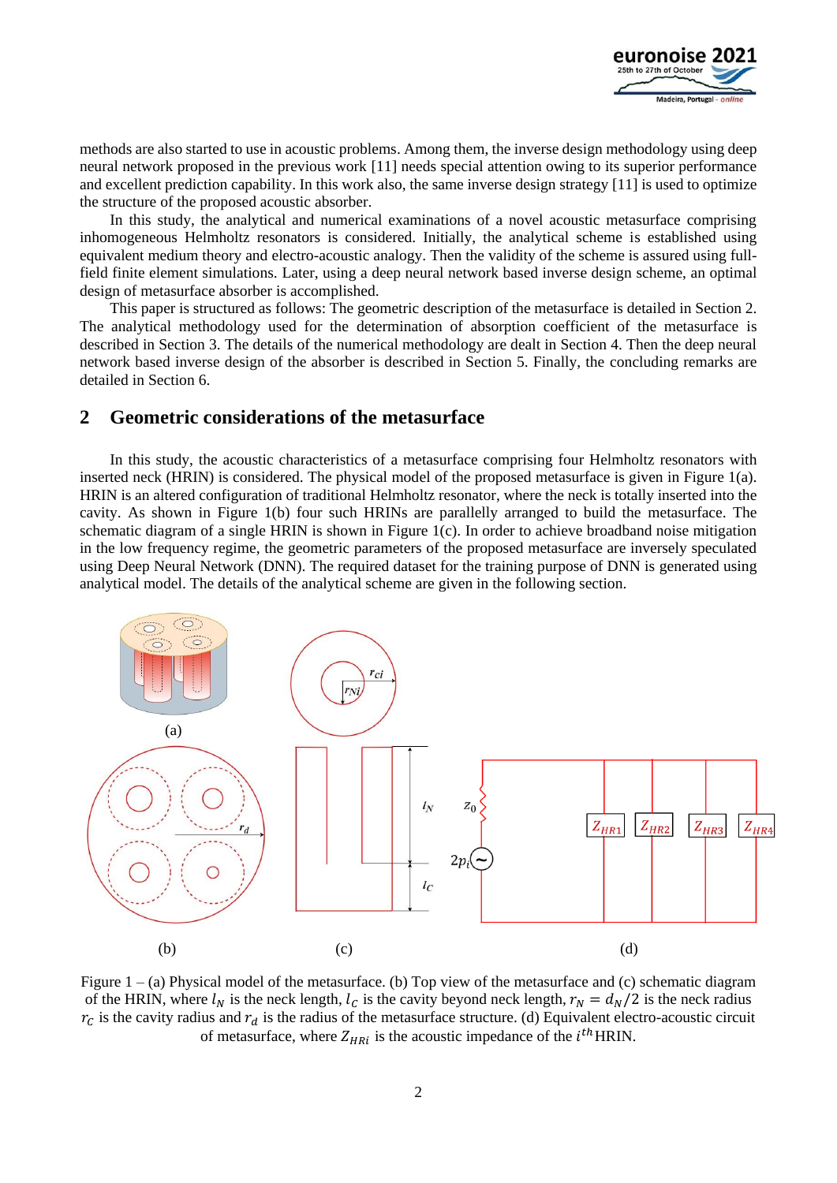methods are also started to use in acoustic problems. Among them, the inverse design methodology using deep neural network proposed in the previous work [11] needs special attention owing to its superior performance and excellent prediction capability. In this work also, the same inverse design strategy [11] is used to optimize the structure of the proposed acoustic absorber.

In this study, the analytical and numerical examinations of a novel acoustic metasurface comprising inhomogeneous Helmholtz resonators is considered. Initially, the analytical scheme is established using equivalent medium theory and electro-acoustic analogy. Then the validity of the scheme is assured using full-field finite element simulations. Later, using a deep neural network based inverse design scheme, an optimal design of metasurface absorber is accomplished.

This paper is structured as follows: The geometric description of the metasurface is detailed in Section 2. The analytical methodology used for the determination of absorption coefficient of the metasurface is described in Section 3. The details of the numerical methodology are dealt in Section 4. Then the deep neural network based inverse design of the absorber is described in Section 5. Finally, the concluding remarks are detailed in Section 6.

## 2 Geometric considerations of the metasurface

In this study, the acoustic characteristics of a metasurface comprising four Helmholtz resonators with inserted neck (HRIN) is considered. The physical model of the proposed metasurface is given in Figure 1(a). HRIN is an altered configuration of traditional Helmholtz resonator, where the neck is totally inserted into the cavity. As shown in Figure 1(b) four such HRINs are parallelly arranged to build the metasurface. The schematic diagram of a single HRIN is shown in Figure 1(c). In order to achieve broadband noise mitigation in the low frequency regime, the geometric parameters of the proposed metasurface are inversely speculated using Deep Neural Network (DNN). The required dataset for the training purpose of DNN is generated using analytical model. The details of the analytical scheme are given in the following section.

Figure 1 – (a) Physical model of the metasurface. (b) Top view of the metasurface and (c) schematic diagram of the HRIN, where $l_N$ is the neck length, $l_C$ is the cavity beyond neck length, $r_N = d_N/2$ is the neck radius $r_C$ is the cavity radius and $r_d$ is the radius of the metasurface structure. (d) Equivalent electro-acoustic circuit of metasurface, where $Z_{HRi}$ is the acoustic impedance of the $i^{th}$ HRIN.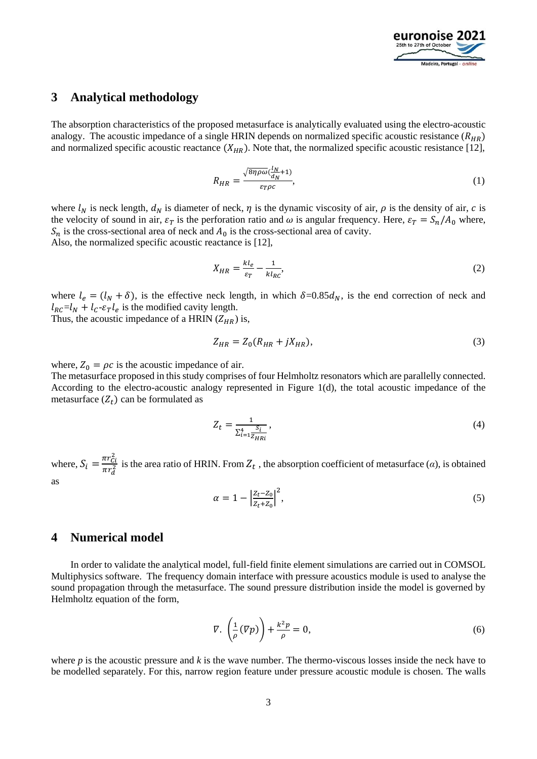## 3 Analytical methodology

The absorption characteristics of the proposed metasurface is analytically evaluated using the electro-acoustic analogy. The acoustic impedance of a single HRIN depends on normalized specific acoustic resistance ($R_{HR}$) and normalized specific acoustic reactance ($X_{HR}$). Note that, the normalized specific acoustic resistance [12],

$$R_{HR} = \frac{\sqrt{8\eta\rho\omega}(\frac{l_N}{d_N}+1)}{\varepsilon_T \rho c}, \tag{1}$$

where $l_N$ is neck length, $d_N$ is diameter of neck, $\eta$ is the dynamic viscosity of air, $\rho$ is the density of air, $c$ is the velocity of sound in air, $\varepsilon_T$ is the perforation ratio and $\omega$ is angular frequency. Here, $\varepsilon_T = S_n/A_0$ where, $S_n$ is the cross-sectional area of neck and $A_0$ is the cross-sectional area of cavity.
Also, the normalized specific acoustic reactance is [12],

$$X_{HR} = \frac{kl_e}{\varepsilon_T} - \frac{1}{kl_{RC}}, \tag{2}$$

where $l_e = (l_N + \delta)$, is the effective neck length, in which $\delta$=0.85$d_N$, is the end correction of neck and $l_{RC}$=$l_N$ + $l_C$-$\varepsilon_T l_e$ is the modified cavity length.
Thus, the acoustic impedance of a HRIN ($Z_{HR}$) is,

$$Z_{HR} = Z_0(R_{HR} + jX_{HR}), \tag{3}$$

where, $Z_0 = \rho c$ is the acoustic impedance of air.
The metasurface proposed in this study comprises of four Helmholtz resonators which are parallelly connected. According to the electro-acoustic analogy represented in Figure 1(d), the total acoustic impedance of the metasurface ($Z_t$) can be formulated as

$$Z_t = \frac{1}{\sum_{i=1}^{4}\frac{S_i}{Z_{HRi}}}, \tag{4}$$

where, $S_i = \frac{\pi r_{Ci}^2}{\pi r_d^2}$ is the area ratio of HRIN. From $Z_t$ , the absorption coefficient of metasurface ($\alpha$), is obtained as

$$\alpha = 1 - \left|\frac{Z_t - Z_0}{Z_t + Z_0}\right|^2, \tag{5}$$

## 4 Numerical model

In order to validate the analytical model, full-field finite element simulations are carried out in COMSOL Multiphysics software. The frequency domain interface with pressure acoustics module is used to analyse the sound propagation through the metasurface. The sound pressure distribution inside the model is governed by Helmholtz equation of the form,

$$\nabla.\left(\frac{1}{\rho}(\nabla p)\right) + \frac{k^2 p}{\rho} = 0, \tag{6}$$

where $p$ is the acoustic pressure and $k$ is the wave number. The thermo-viscous losses inside the neck have to be modelled separately. For this, narrow region feature under pressure acoustic module is chosen. The walls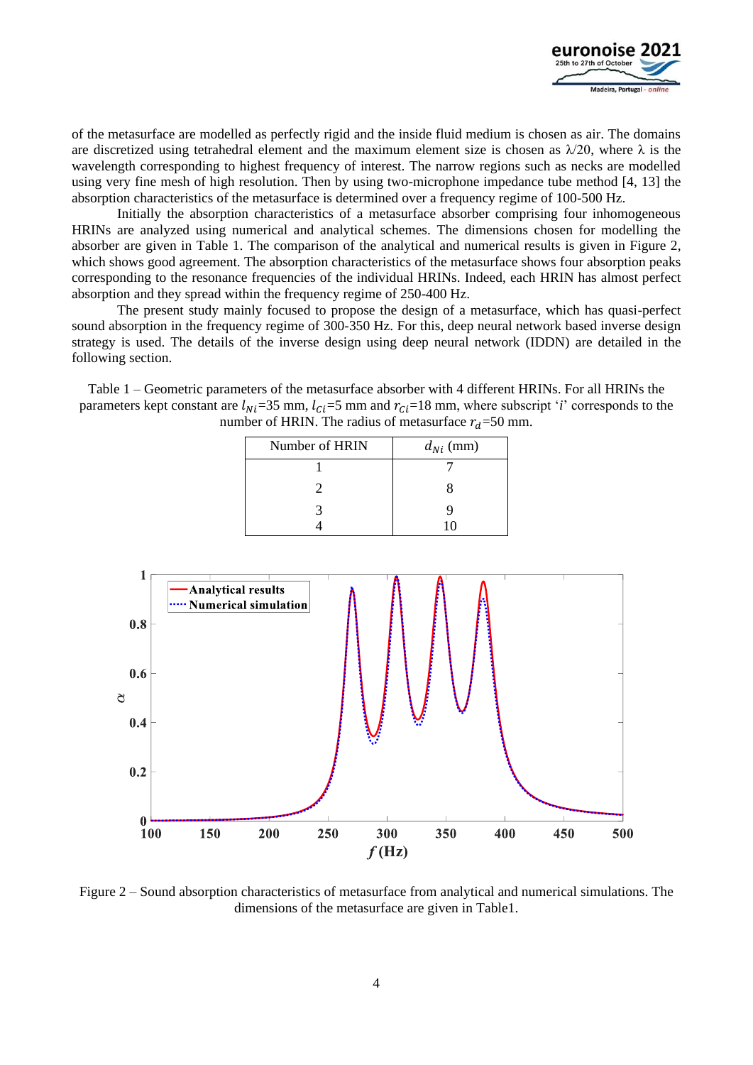of the metasurface are modelled as perfectly rigid and the inside fluid medium is chosen as air. The domains are discretized using tetrahedral element and the maximum element size is chosen as λ/20, where λ is the wavelength corresponding to highest frequency of interest. The narrow regions such as necks are modelled using very fine mesh of high resolution. Then by using two-microphone impedance tube method [4, 13] the absorption characteristics of the metasurface is determined over a frequency regime of 100-500 Hz.

Initially the absorption characteristics of a metasurface absorber comprising four inhomogeneous HRINs are analyzed using numerical and analytical schemes. The dimensions chosen for modelling the absorber are given in Table 1. The comparison of the analytical and numerical results is given in Figure 2, which shows good agreement. The absorption characteristics of the metasurface shows four absorption peaks corresponding to the resonance frequencies of the individual HRINs. Indeed, each HRIN has almost perfect absorption and they spread within the frequency regime of 250-400 Hz.

The present study mainly focused to propose the design of a metasurface, which has quasi-perfect sound absorption in the frequency regime of 300-350 Hz. For this, deep neural network based inverse design strategy is used. The details of the inverse design using deep neural network (IDDN) are detailed in the following section.

Table 1 – Geometric parameters of the metasurface absorber with 4 different HRINs. For all HRINs the parameters kept constant are $l_{Ni}$=35 mm, $l_{Ci}$=5 mm and $r_{Ci}$=18 mm, where subscript '$i$' corresponds to the number of HRIN. The radius of metasurface $r_d$=50 mm.

| Number of HRIN | $d_{Ni}$ (mm) |
|---|---|
| 1 | 7 |
| 2 | 8 |
| 3 | 9 |
| 4 | 10 |

Figure 2 – Sound absorption characteristics of metasurface from analytical and numerical simulations. The dimensions of the metasurface are given in Table1.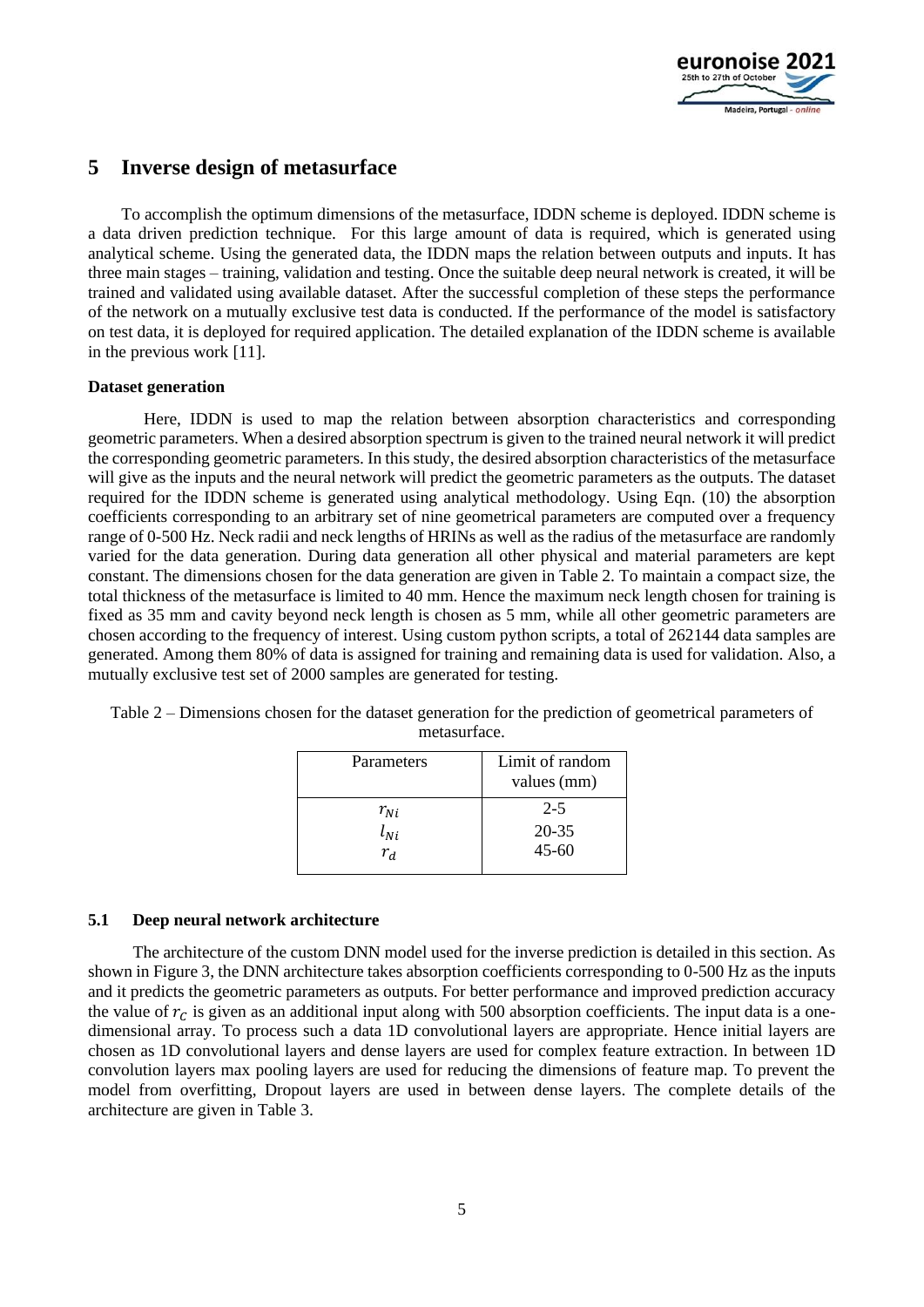## 5 Inverse design of metasurface

To accomplish the optimum dimensions of the metasurface, IDDN scheme is deployed. IDDN scheme is a data driven prediction technique. For this large amount of data is required, which is generated using analytical scheme. Using the generated data, the IDDN maps the relation between outputs and inputs. It has three main stages – training, validation and testing. Once the suitable deep neural network is created, it will be trained and validated using available dataset. After the successful completion of these steps the performance of the network on a mutually exclusive test data is conducted. If the performance of the model is satisfactory on test data, it is deployed for required application. The detailed explanation of the IDDN scheme is available in the previous work [11].

**Dataset generation**

Here, IDDN is used to map the relation between absorption characteristics and corresponding geometric parameters. When a desired absorption spectrum is given to the trained neural network it will predict the corresponding geometric parameters. In this study, the desired absorption characteristics of the metasurface will give as the inputs and the neural network will predict the geometric parameters as the outputs. The dataset required for the IDDN scheme is generated using analytical methodology. Using Eqn. (10) the absorption coefficients corresponding to an arbitrary set of nine geometrical parameters are computed over a frequency range of 0-500 Hz. Neck radii and neck lengths of HRINs as well as the radius of the metasurface are randomly varied for the data generation. During data generation all other physical and material parameters are kept constant. The dimensions chosen for the data generation are given in Table 2. To maintain a compact size, the total thickness of the metasurface is limited to 40 mm. Hence the maximum neck length chosen for training is fixed as 35 mm and cavity beyond neck length is chosen as 5 mm, while all other geometric parameters are chosen according to the frequency of interest. Using custom python scripts, a total of 262144 data samples are generated. Among them 80% of data is assigned for training and remaining data is used for validation. Also, a mutually exclusive test set of 2000 samples are generated for testing.

Table 2 – Dimensions chosen for the dataset generation for the prediction of geometrical parameters of metasurface.

| Parameters | Limit of random values (mm) |
|---|---|
| $r_{Ni}$ | 2-5 |
| $l_{Ni}$ | 20-35 |
| $r_d$ | 45-60 |

### 5.1 Deep neural network architecture

The architecture of the custom DNN model used for the inverse prediction is detailed in this section. As shown in Figure 3, the DNN architecture takes absorption coefficients corresponding to 0-500 Hz as the inputs and it predicts the geometric parameters as outputs. For better performance and improved prediction accuracy the value of $r_c$ is given as an additional input along with 500 absorption coefficients. The input data is a one-dimensional array. To process such a data 1D convolutional layers are appropriate. Hence initial layers are chosen as 1D convolutional layers and dense layers are used for complex feature extraction. In between 1D convolution layers max pooling layers are used for reducing the dimensions of feature map. To prevent the model from overfitting, Dropout layers are used in between dense layers. The complete details of the architecture are given in Table 3.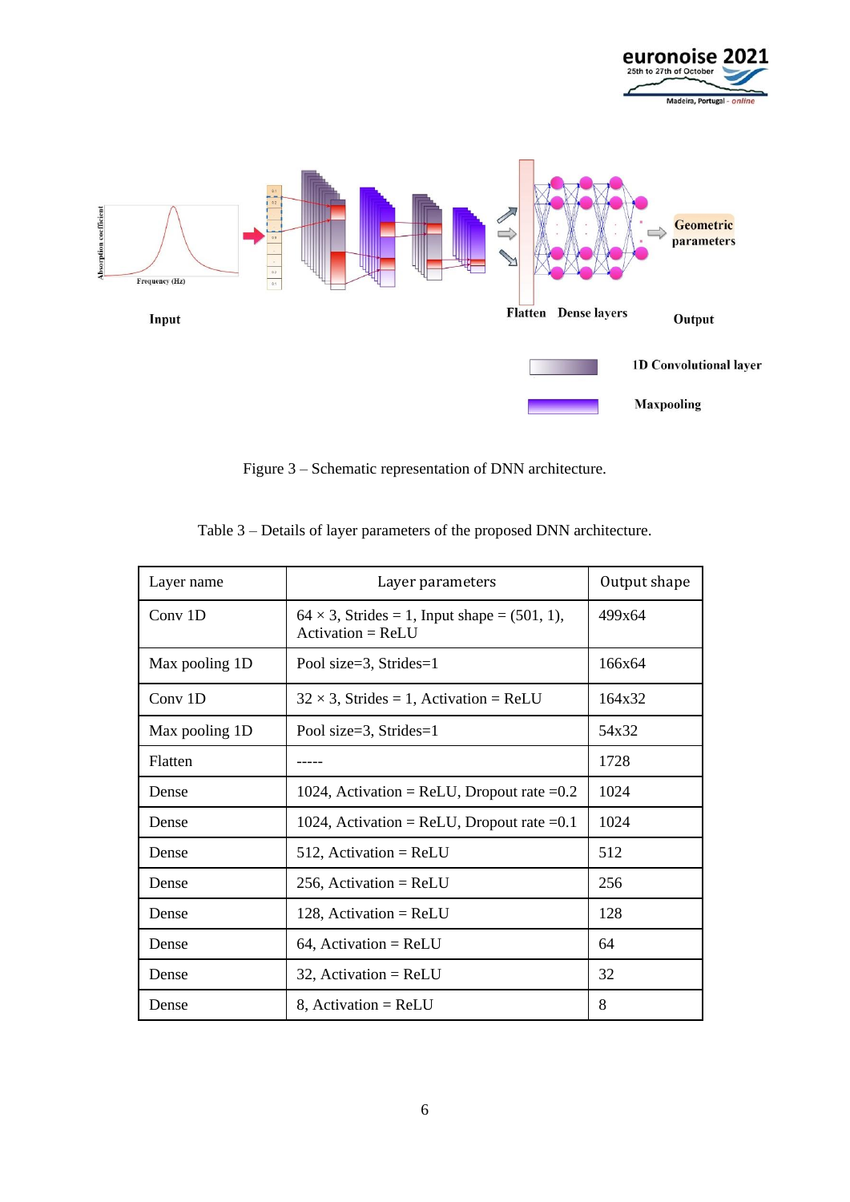Figure 3 – Schematic representation of DNN architecture.

Table 3 – Details of layer parameters of the proposed DNN architecture.

| Layer name | Layer parameters | Output shape |
|---|---|---|
| Conv 1D | 64 × 3, Strides = 1, Input shape = (501, 1), Activation = ReLU | 499x64 |
| Max pooling 1D | Pool size=3, Strides=1 | 166x64 |
| Conv 1D | 32 × 3, Strides = 1, Activation = ReLU | 164x32 |
| Max pooling 1D | Pool size=3, Strides=1 | 54x32 |
| Flatten | ----- | 1728 |
| Dense | 1024, Activation = ReLU, Dropout rate =0.2 | 1024 |
| Dense | 1024, Activation = ReLU, Dropout rate =0.1 | 1024 |
| Dense | 512, Activation = ReLU | 512 |
| Dense | 256, Activation = ReLU | 256 |
| Dense | 128, Activation = ReLU | 128 |
| Dense | 64, Activation = ReLU | 64 |
| Dense | 32, Activation = ReLU | 32 |
| Dense | 8, Activation = ReLU | 8 |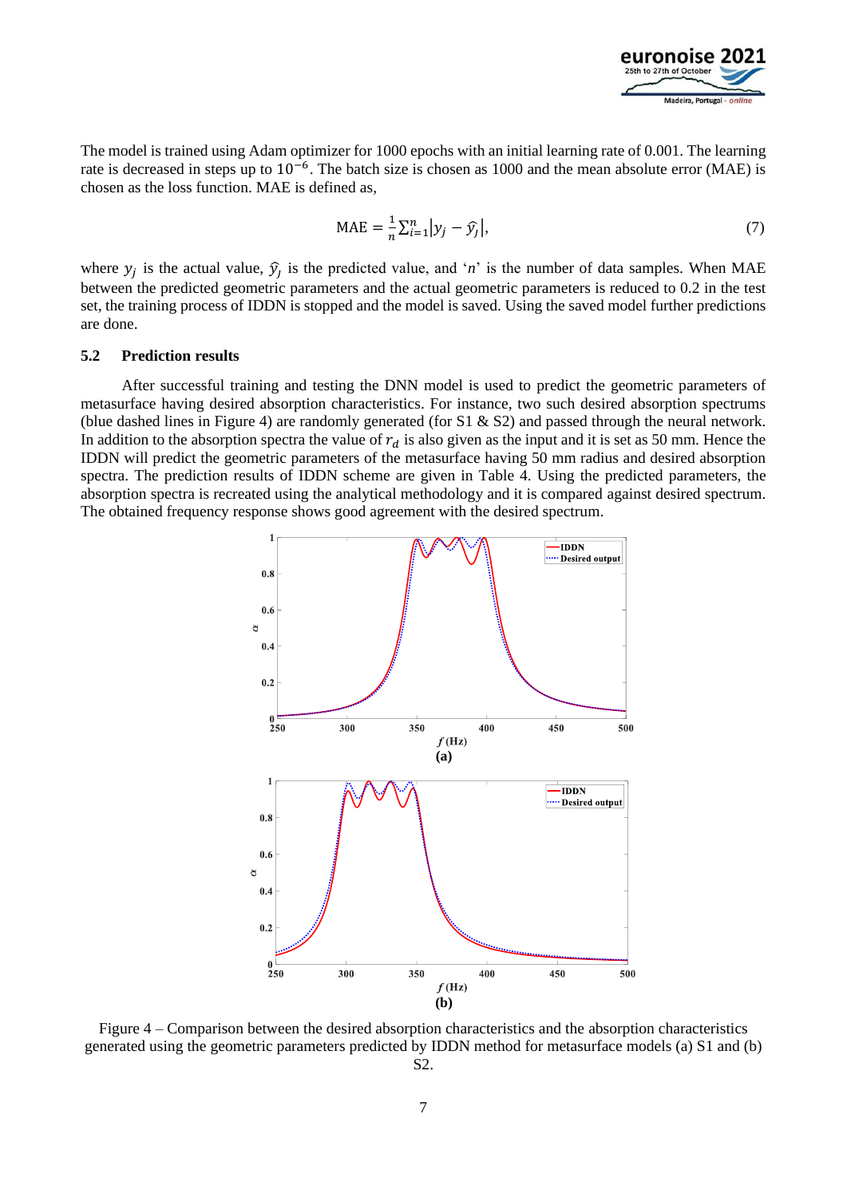The model is trained using Adam optimizer for 1000 epochs with an initial learning rate of 0.001. The learning rate is decreased in steps up to $10^{-6}$. The batch size is chosen as 1000 and the mean absolute error (MAE) is chosen as the loss function. MAE is defined as,

$$\text{MAE} = \frac{1}{n}\sum_{i=1}^{n}\left|y_j - \hat{y}_j\right|, \tag{7}$$

where $y_j$ is the actual value, $\hat{y}_j$ is the predicted value, and '$n$' is the number of data samples. When MAE between the predicted geometric parameters and the actual geometric parameters is reduced to 0.2 in the test set, the training process of IDDN is stopped and the model is saved. Using the saved model further predictions are done.

### 5.2 Prediction results

After successful training and testing the DNN model is used to predict the geometric parameters of metasurface having desired absorption characteristics. For instance, two such desired absorption spectrums (blue dashed lines in Figure 4) are randomly generated (for S1 & S2) and passed through the neural network. In addition to the absorption spectra the value of $r_d$ is also given as the input and it is set as 50 mm. Hence the IDDN will predict the geometric parameters of the metasurface having 50 mm radius and desired absorption spectra. The prediction results of IDDN scheme are given in Table 4. Using the predicted parameters, the absorption spectra is recreated using the analytical methodology and it is compared against desired spectrum. The obtained frequency response shows good agreement with the desired spectrum.

Figure 4 – Comparison between the desired absorption characteristics and the absorption characteristics generated using the geometric parameters predicted by IDDN method for metasurface models (a) S1 and (b) S2.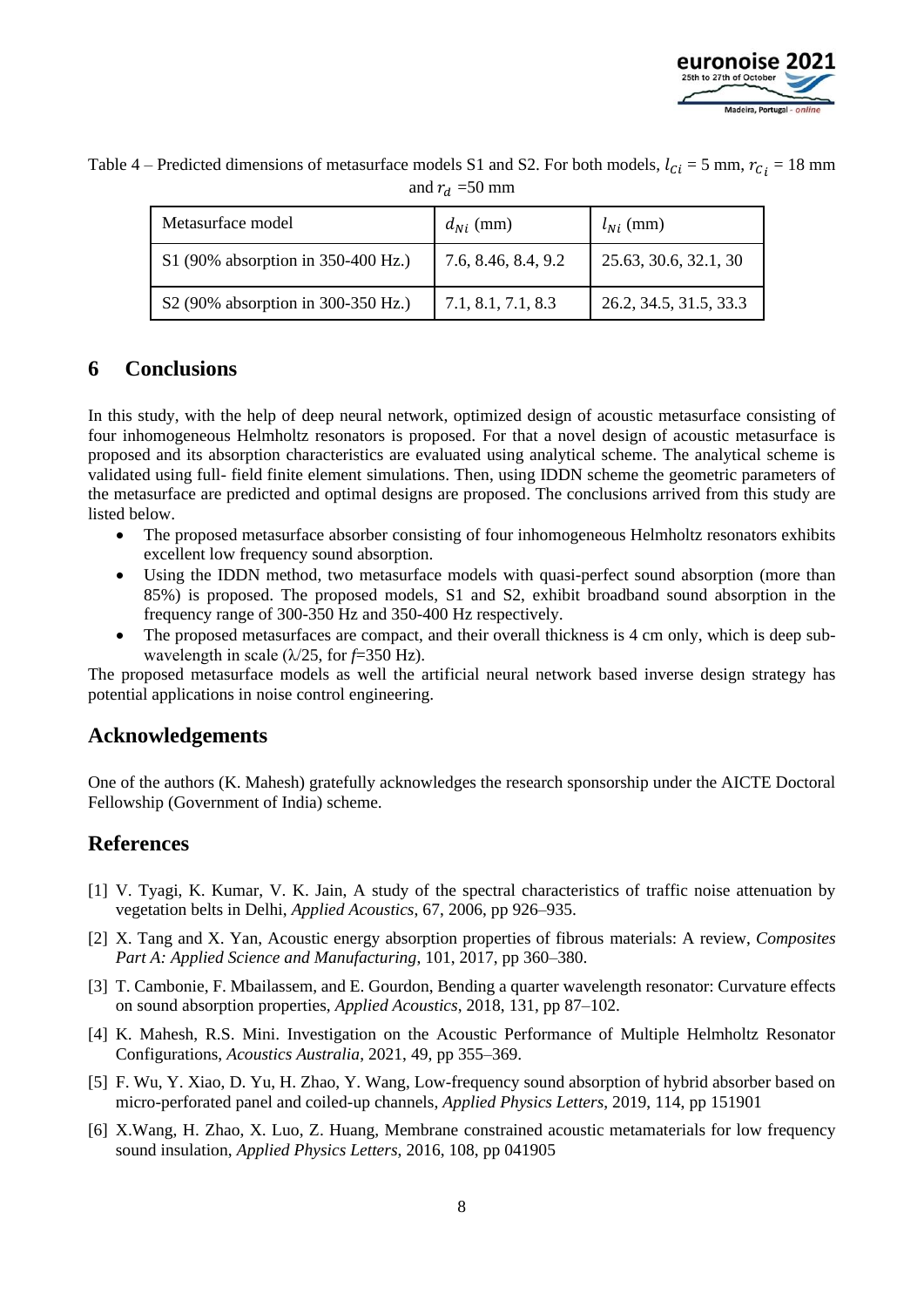Table 4 – Predicted dimensions of metasurface models S1 and S2. For both models, $l_{Ci}$ = 5 mm, $r_{C_i}$ = 18 mm and $r_d$ =50 mm

| Metasurface model | $d_{Ni}$ (mm) | $l_{Ni}$ (mm) |
|---|---|---|
| S1 (90% absorption in 350-400 Hz.) | 7.6, 8.46, 8.4, 9.2 | 25.63, 30.6, 32.1, 30 |
| S2 (90% absorption in 300-350 Hz.) | 7.1, 8.1, 7.1, 8.3 | 26.2, 34.5, 31.5, 33.3 |

## 6 Conclusions

In this study, with the help of deep neural network, optimized design of acoustic metasurface consisting of four inhomogeneous Helmholtz resonators is proposed. For that a novel design of acoustic metasurface is proposed and its absorption characteristics are evaluated using analytical scheme. The analytical scheme is validated using full- field finite element simulations. Then, using IDDN scheme the geometric parameters of the metasurface are predicted and optimal designs are proposed. The conclusions arrived from this study are listed below.

- The proposed metasurface absorber consisting of four inhomogeneous Helmholtz resonators exhibits excellent low frequency sound absorption.
- Using the IDDN method, two metasurface models with quasi-perfect sound absorption (more than 85%) is proposed. The proposed models, S1 and S2, exhibit broadband sound absorption in the frequency range of 300-350 Hz and 350-400 Hz respectively.
- The proposed metasurfaces are compact, and their overall thickness is 4 cm only, which is deep sub-wavelength in scale ($\lambda$/25, for $f$=350 Hz).

The proposed metasurface models as well the artificial neural network based inverse design strategy has potential applications in noise control engineering.

## Acknowledgements

One of the authors (K. Mahesh) gratefully acknowledges the research sponsorship under the AICTE Doctoral Fellowship (Government of India) scheme.

## References

[1] V. Tyagi, K. Kumar, V. K. Jain, A study of the spectral characteristics of traffic noise attenuation by vegetation belts in Delhi, *Applied Acoustics*, 67, 2006, pp 926–935.

[2] X. Tang and X. Yan, Acoustic energy absorption properties of fibrous materials: A review, *Composites Part A: Applied Science and Manufacturing*, 101, 2017, pp 360–380.

[3] T. Cambonie, F. Mbailassem, and E. Gourdon, Bending a quarter wavelength resonator: Curvature effects on sound absorption properties, *Applied Acoustics*, 2018, 131, pp 87–102.

[4] K. Mahesh, R.S. Mini. Investigation on the Acoustic Performance of Multiple Helmholtz Resonator Configurations, *Acoustics Australia*, 2021, 49, pp 355–369.

[5] F. Wu, Y. Xiao, D. Yu, H. Zhao, Y. Wang, Low-frequency sound absorption of hybrid absorber based on micro-perforated panel and coiled-up channels, *Applied Physics Letters*, 2019, 114, pp 151901

[6] X.Wang, H. Zhao, X. Luo, Z. Huang, Membrane constrained acoustic metamaterials for low frequency sound insulation, *Applied Physics Letters*, 2016, 108, pp 041905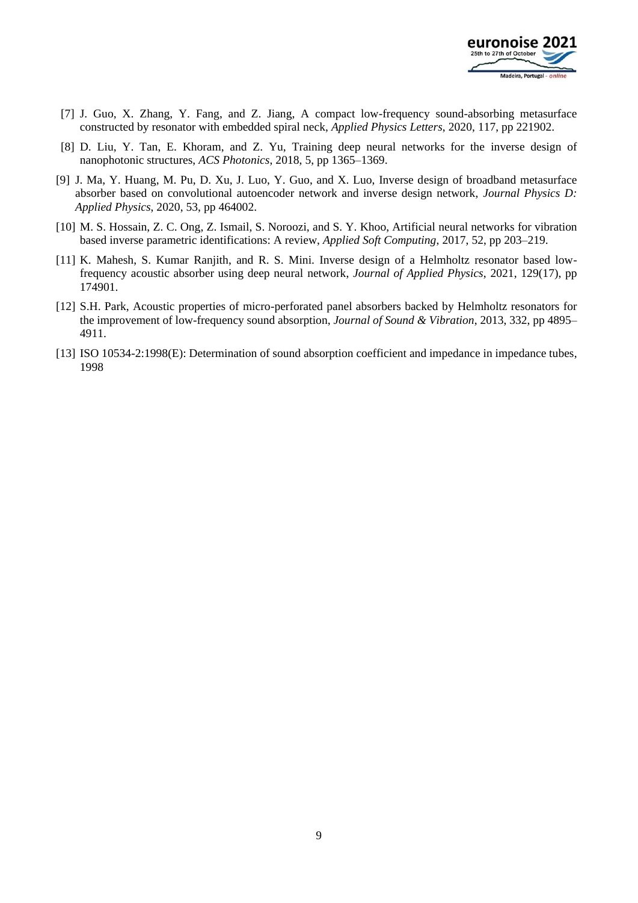[7] J. Guo, X. Zhang, Y. Fang, and Z. Jiang, A compact low-frequency sound-absorbing metasurface constructed by resonator with embedded spiral neck, *Applied Physics Letters*, 2020, 117, pp 221902.

[8] D. Liu, Y. Tan, E. Khoram, and Z. Yu, Training deep neural networks for the inverse design of nanophotonic structures, *ACS Photonics*, 2018, 5, pp 1365–1369.

[9] J. Ma, Y. Huang, M. Pu, D. Xu, J. Luo, Y. Guo, and X. Luo, Inverse design of broadband metasurface absorber based on convolutional autoencoder network and inverse design network, *Journal Physics D: Applied Physics*, 2020, 53, pp 464002.

[10] M. S. Hossain, Z. C. Ong, Z. Ismail, S. Noroozi, and S. Y. Khoo, Artificial neural networks for vibration based inverse parametric identifications: A review, *Applied Soft Computing*, 2017, 52, pp 203–219.

[11] K. Mahesh, S. Kumar Ranjith, and R. S. Mini. Inverse design of a Helmholtz resonator based low-frequency acoustic absorber using deep neural network, *Journal of Applied Physics*, 2021, 129(17), pp 174901.

[12] S.H. Park, Acoustic properties of micro-perforated panel absorbers backed by Helmholtz resonators for the improvement of low-frequency sound absorption, *Journal of Sound & Vibration*, 2013, 332, pp 4895–4911.

[13] ISO 10534-2:1998(E): Determination of sound absorption coefficient and impedance in impedance tubes, 1998